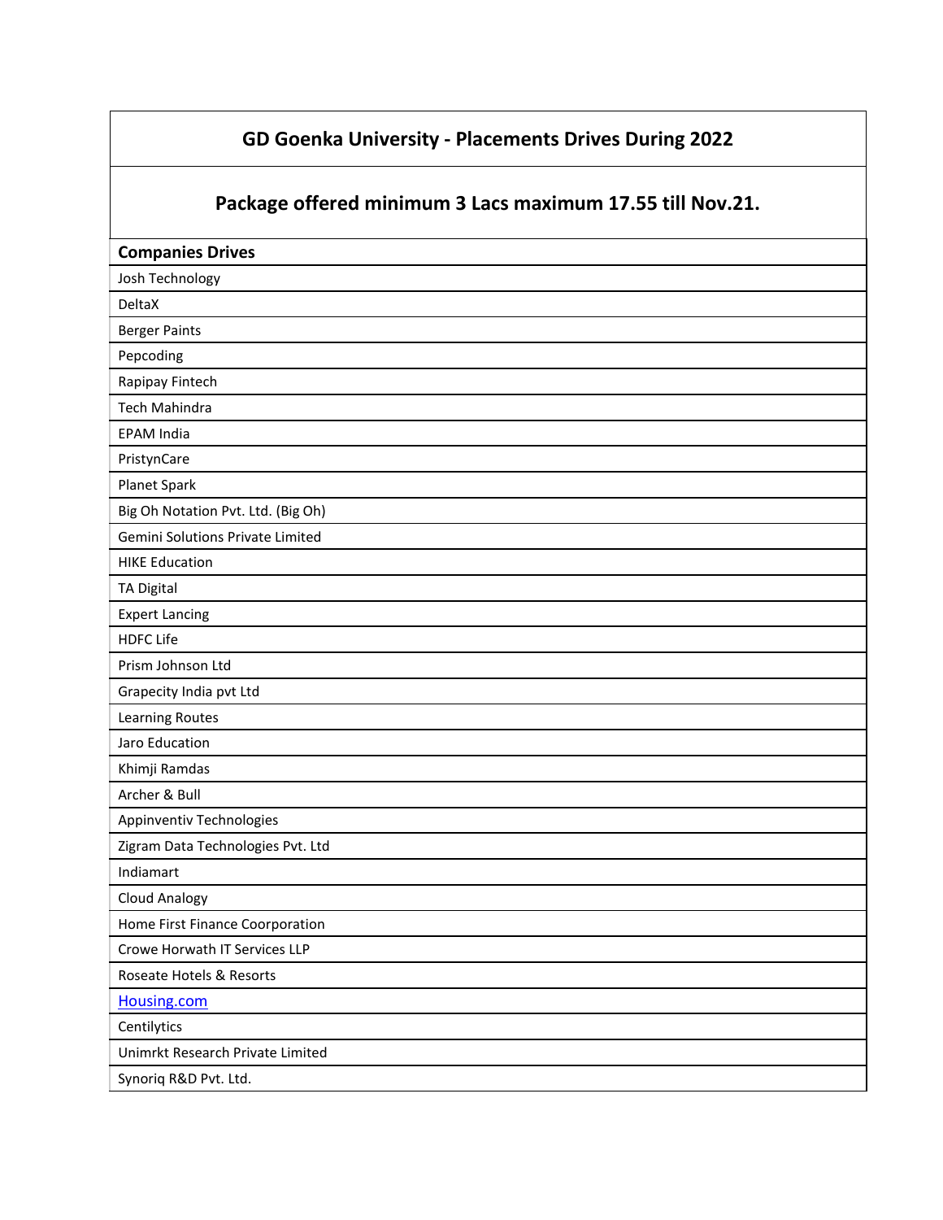# GD Goenka University - Placements Drives During 2022

## Package offered minimum 3 Lacs maximum 17.55 till Nov.21.

| Companies Drives |
| --- |
| Josh Technology |
| DeltaX |
| Berger Paints |
| Pepcoding |
| Rapipay Fintech |
| Tech Mahindra |
| EPAM India |
| PristynCare |
| Planet Spark |
| Big Oh Notation Pvt. Ltd. (Big Oh) |
| Gemini Solutions Private Limited |
| HIKE Education |
| TA Digital |
| Expert Lancing |
| HDFC Life |
| Prism Johnson Ltd |
| Grapecity India pvt Ltd |
| Learning Routes |
| Jaro Education |
| Khimji Ramdas |
| Archer & Bull |
| Appinventiv Technologies |
| Zigram Data Technologies Pvt. Ltd |
| Indiamart |
| Cloud Analogy |
| Home First Finance Coorporation |
| Crowe Horwath IT Services LLP |
| Roseate Hotels & Resorts |
| Housing.com |
| Centilytics |
| Unimrkt Research Private Limited |
| Synoriq R&D Pvt. Ltd. |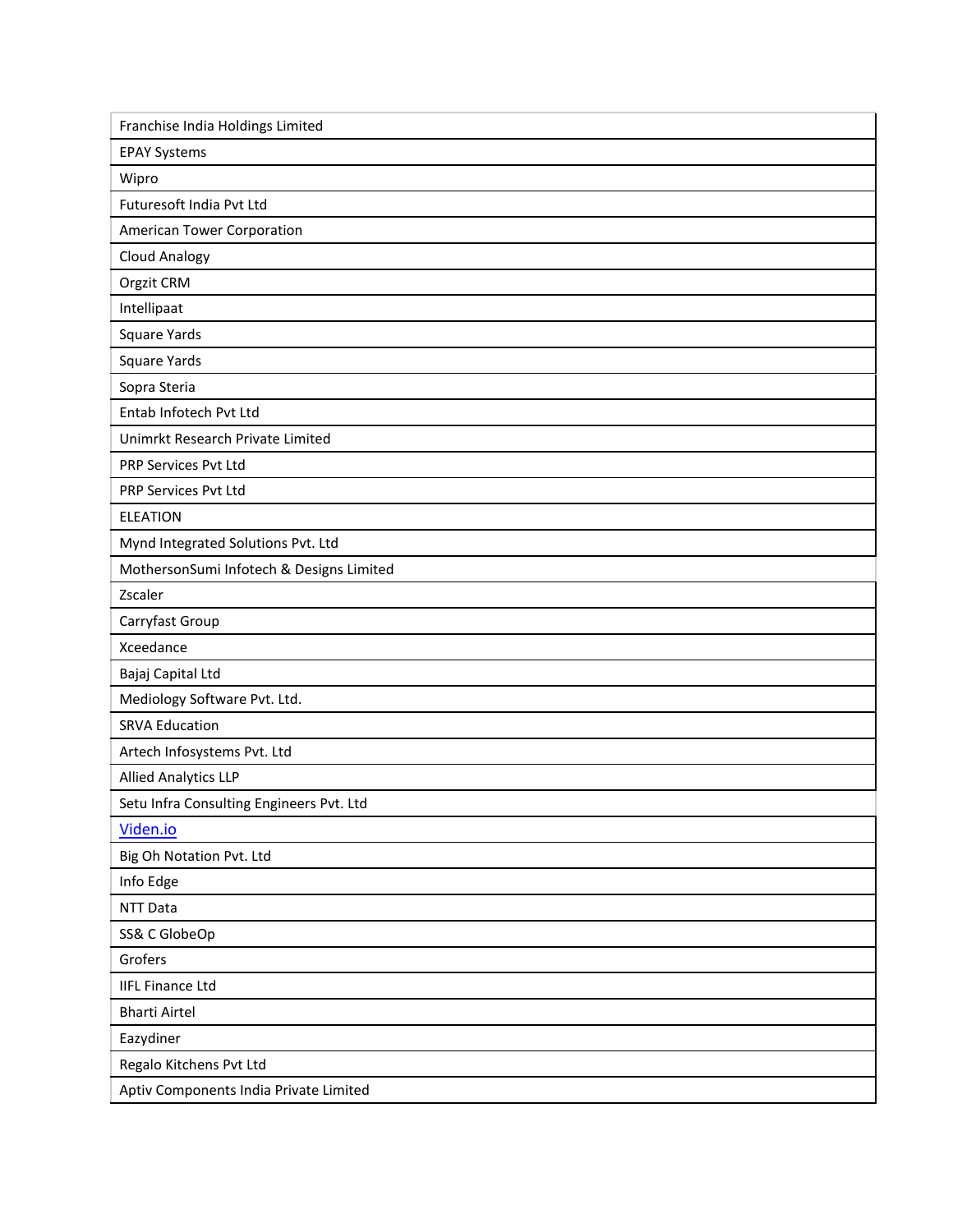| Franchise India Holdings Limited |
| --- |
| EPAY Systems |
| Wipro |
| Futuresoft India Pvt Ltd |
| American Tower Corporation |
| Cloud Analogy |
| Orgzit CRM |
| Intellipaat |
| Square Yards |
| Square Yards |
| Sopra Steria |
| Entab Infotech Pvt Ltd |
| Unimrkt Research Private Limited |
| PRP Services Pvt Ltd |
| PRP Services Pvt Ltd |
| ELEATION |
| Mynd Integrated Solutions Pvt. Ltd |
| MothersonSumi Infotech & Designs Limited |
| Zscaler |
| Carryfast Group |
| Xceedance |
| Bajaj Capital Ltd |
| Mediology Software Pvt. Ltd. |
| SRVA Education |
| Artech Infosystems Pvt. Ltd |
| Allied Analytics LLP |
| Setu Infra Consulting Engineers Pvt. Ltd |
| Viden.io |
| Big Oh Notation Pvt. Ltd |
| Info Edge |
| NTT Data |
| SS& C GlobeOp |
| Grofers |
| IIFL Finance Ltd |
| Bharti Airtel |
| Eazydiner |
| Regalo Kitchens Pvt Ltd |
| Aptiv Components India Private Limited |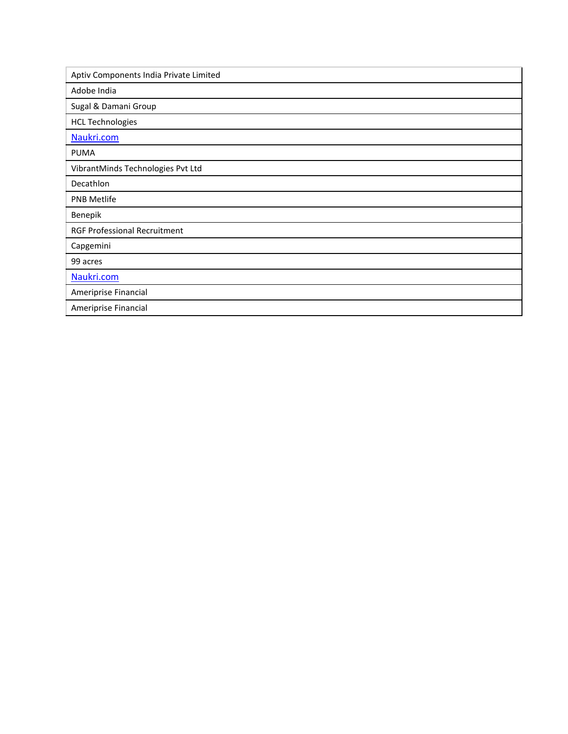| |
|---|
| Aptiv Components India Private Limited |
| Adobe India |
| Sugal & Damani Group |
| HCL Technologies |
| Naukri.com |
| PUMA |
| VibrantMinds Technologies Pvt Ltd |
| Decathlon |
| PNB Metlife |
| Benepik |
| RGF Professional Recruitment |
| Capgemini |
| 99 acres |
| Naukri.com |
| Ameriprise Financial |
| Ameriprise Financial |